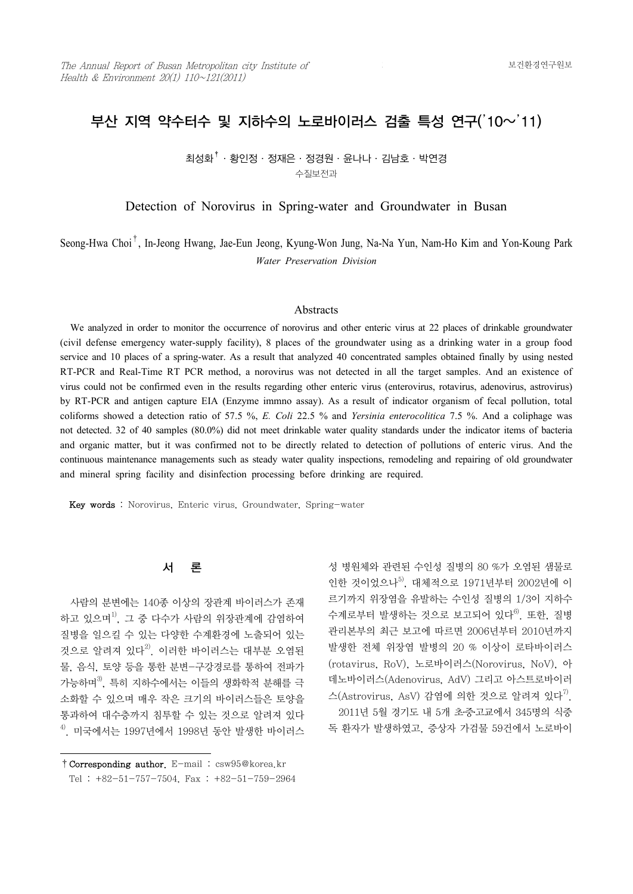# 부산 지역 약수터수 및 지하수의 노로바이러스 검출 특성 연구('10～'11)

최성화† · 황인정 · 정재은 · 정경원 · 윤나나 · 김남호 · 박연경

수질보전과

## Detection of Norovirus in Spring-water and Groundwater in Busan

Seong-Hwa Choi†, In-Jeong Hwang, Jae-Eun Jeong, Kyung-Won Jung, Na-Na Yun, Nam-Ho Kim and Yon-Koung Park

*Water Preservation Division*

### Abstracts

We analyzed in order to monitor the occurrence of norovirus and other enteric virus at 22 places of drinkable groundwater (civil defense emergency water-supply facility), 8 places of the groundwater using as a drinking water in a group food service and 10 places of a spring-water. As a result that analyzed 40 concentrated samples obtained finally by using nested RT-PCR and Real-Time RT PCR method, a norovirus was not detected in all the target samples. And an existence of virus could not be confirmed even in the results regarding other enteric virus (enterovirus, rotavirus, adenovirus, astrovirus) by RT-PCR and antigen capture EIA (Enzyme immno assay). As a result of indicator organism of fecal pollution, total coliforms showed a detection ratio of 57.5 %, *E. Coli* 22.5 % and *Yersinia enterocolitica* 7.5 %. And a coliphage was not detected. 32 of 40 samples (80.0%) did not meet drinkable water quality standards under the indicator items of bacteria and organic matter, but it was confirmed not to be directly related to detection of pollutions of enteric virus. And the continuous maintenance managements such as steady water quality inspections, remodeling and repairing of old groundwater and mineral spring facility and disinfection processing before drinking are required.

**Key words** : Norovirus, Enteric virus, Groundwater, Spring-water

## 서 론

사람의 분변에는 140종 이상의 장관계 바이러스가 존재하고 있으며[1], 그 중 다수가 사람의 위장관계에 감염하여 질병을 일으킬 수 있는 다양한 수계환경에 노출되어 있는 것으로 알려져 있다[2]. 이러한 바이러스는 대부분 오염된 물, 음식, 토양 등을 통한 분변-구강경로를 통하여 전파가 가능하며[3], 특히 지하수에서는 이들의 생화학적 분해를 극소화할 수 있으며 매우 작은 크기의 바이러스들은 토양을 통과하여 대수층까지 침투할 수 있는 것으로 알려져 있다[4]. 미국에서는 1997년에서 1998년 동안 발생한 바이러스성 병원체와 관련된 수인성 질병의 80 %가 오염된 샘물로 인한 것이었으나[5], 대체적으로 1971년부터 2002년에 이르기까지 위장염을 유발하는 수인성 질병의 1/3이 지하수 수계로부터 발생하는 것으로 보고되어 있다[6]. 또한, 질병관리본부의 최근 보고에 따르면 2006년부터 2010년까지 발생한 전체 위장염 발병의 20 % 이상이 로타바이러스(rotavirus, RoV), 노로바이러스(Norovirus, NoV), 아데노바이러스(Adenovirus, AdV) 그리고 아스트로바이러스(Astrovirus, AsV) 감염에 의한 것으로 알려져 있다[7].

2011년 5월 경기도 내 5개 초․중․고교에서 345명의 식중독 환자가 발생하였고, 증상자 가검물 59건에서 노로바이

---

† **Corresponding author.** E-mail : csw95@korea.kr
Tel : +82-51-757-7504, Fax : +82-51-759-2964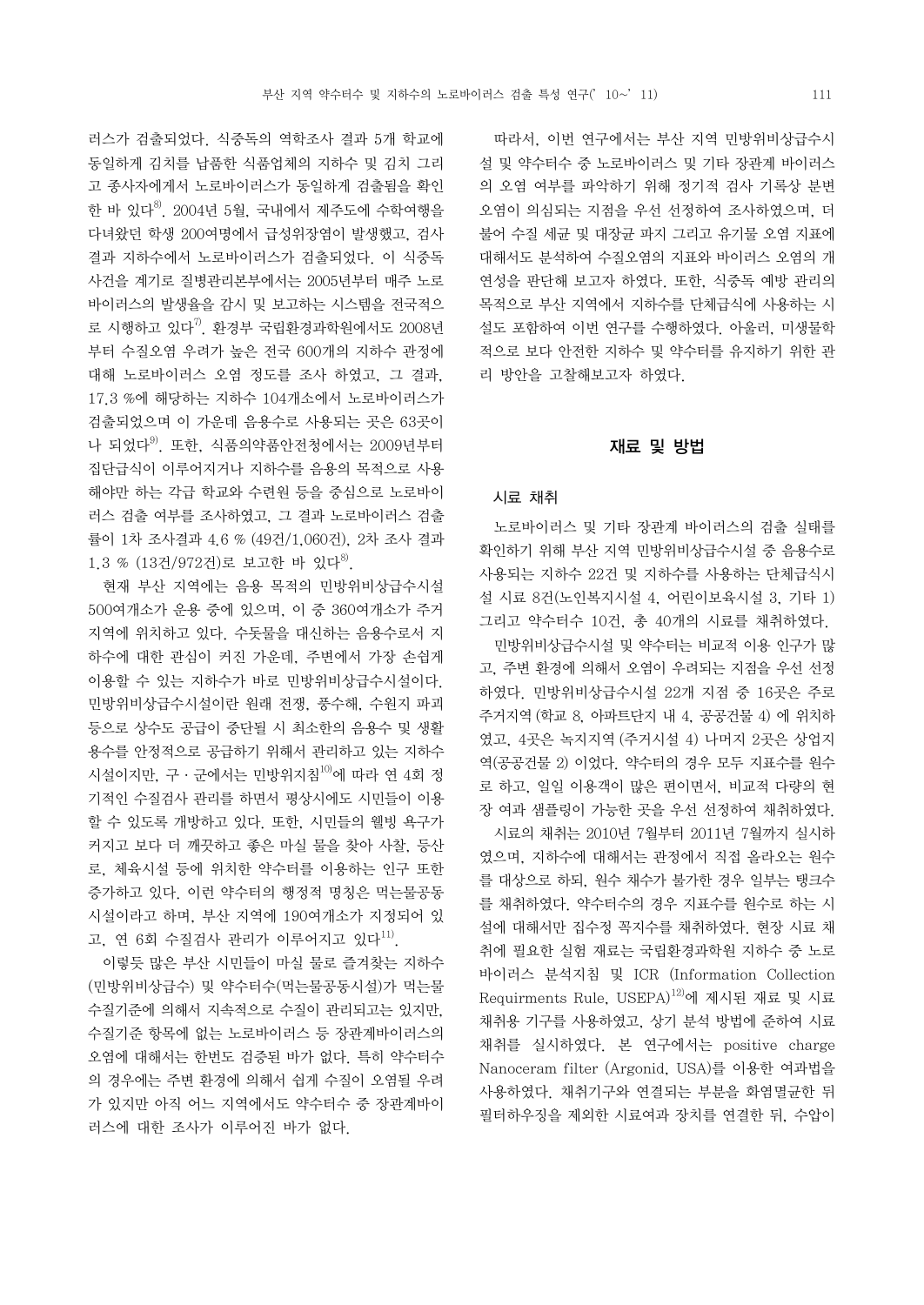러스가 검출되었다. 식중독의 역학조사 결과 5개 학교에 동일하게 김치를 납품한 식품업체의 지하수 및 김치 그리고 종사자에게서 노로바이러스가 동일하게 검출됨을 확인한 바 있다[8]. 2004년 5월, 국내에서 제주도에 수학여행을 다녀왔던 학생 200여명에서 급성위장염이 발생했고, 검사 결과 지하수에서 노로바이러스가 검출되었다. 이 식중독 사건을 계기로 질병관리본부에서는 2005년부터 매주 노로바이러스의 발생율을 감시 및 보고하는 시스템을 전국적으로 시행하고 있다[7]. 환경부 국립환경과학원에서도 2008년부터 수질오염 우려가 높은 전국 600개의 지하수 관정에 대해 노로바이러스 오염 정도를 조사 하였고, 그 결과, 17.3 %에 해당하는 지하수 104개소에서 노로바이러스가 검출되었으며 이 가운데 음용수로 사용되는 곳은 63곳이나 되었다[9]. 또한, 식품의약품안전청에서는 2009년부터 집단급식이 이루어지거나 지하수를 음용의 목적으로 사용해야만 하는 각급 학교와 수련원 등을 중심으로 노로바이러스 검출 여부를 조사하였고, 그 결과 노로바이러스 검출률이 1차 조사결과 4.6 % (49건/1,060건), 2차 조사 결과 1.3 % (13건/972건)로 보고한 바 있다[8].

현재 부산 지역에는 음용 목적의 민방위비상급수시설 500여개소가 운용 중에 있으며, 이 중 360여개소가 주거지역에 위치하고 있다. 수돗물을 대신하는 음용수로서 지하수에 대한 관심이 커진 가운데, 주변에서 가장 손쉽게 이용할 수 있는 지하수가 바로 민방위비상급수시설이다. 민방위비상급수시설이란 원래 전쟁, 풍수해, 수원지 파괴 등으로 상수도 공급이 중단될 시 최소한의 음용수 및 생활용수를 안정적으로 공급하기 위해서 관리하고 있는 지하수 시설이지만, 구 · 군에서는 민방위지침[10]에 따라 연 4회 정기적인 수질검사 관리를 하면서 평상시에도 시민들이 이용할 수 있도록 개방하고 있다. 또한, 시민들의 웰빙 욕구가 커지고 보다 더 깨끗하고 좋은 마실 물을 찾아 사찰, 등산로, 체육시설 등에 위치한 약수터를 이용하는 인구 또한 증가하고 있다. 이런 약수터의 행정적 명칭은 먹는물공동시설이라고 하며, 부산 지역에 190여개소가 지정되어 있고, 연 6회 수질검사 관리가 이루어지고 있다[11].

이렇듯 많은 부산 시민들이 마실 물로 즐겨찾는 지하수(민방위비상급수) 및 약수터수(먹는물공동시설)가 먹는물 수질기준에 의해서 지속적으로 수질이 관리되고는 있지만, 수질기준 항목에 없는 노로바이러스 등 장관계바이러스의 오염에 대해서는 한번도 검증된 바가 없다. 특히 약수터수의 경우에는 주변 환경에 의해서 쉽게 수질이 오염될 우려가 있지만 아직 어느 지역에서도 약수터수 중 장관계바이러스에 대한 조사가 이루어진 바가 없다.

따라서, 이번 연구에서는 부산 지역 민방위비상급수시설 및 약수터수 중 노로바이러스 및 기타 장관계 바이러스의 오염 여부를 파악하기 위해 정기적 검사 기록상 분변오염이 의심되는 지점을 우선 선정하여 조사하였으며, 더불어 수질 세균 및 대장균 파지 그리고 유기물 오염 지표에 대해서도 분석하여 수질오염의 지표와 바이러스 오염의 개연성을 판단해 보고자 하였다. 또한, 식중독 예방 관리의 목적으로 부산 지역에서 지하수를 단체급식에 사용하는 시설도 포함하여 이번 연구를 수행하였다. 아울러, 미생물학적으로 보다 안전한 지하수 및 약수터를 유지하기 위한 관리 방안을 고찰해보고자 하였다.

## 재료 및 방법

### 시료 채취

노로바이러스 및 기타 장관계 바이러스의 검출 실태를 확인하기 위해 부산 지역 민방위비상급수시설 중 음용수로 사용되는 지하수 22건 및 지하수를 사용하는 단체급식시설 시료 8건(노인복지시설 4, 어린이보육시설 3, 기타 1) 그리고 약수터수 10건, 총 40개의 시료를 채취하였다.

민방위비상급수시설 및 약수터는 비교적 이용 인구가 많고, 주변 환경에 의해서 오염이 우려되는 지점을 우선 선정하였다. 민방위비상급수시설 22개 지점 중 16곳은 주로 주거지역(학교 8, 아파트단지 내 4, 공공건물 4) 에 위치하였고, 4곳은 녹지지역(주거시설 4) 나머지 2곳은 상업지역(공공건물 2) 이었다. 약수터의 경우 모두 지표수를 원수로 하고, 일일 이용객이 많은 편이면서, 비교적 다량의 현장 여과 샘플링이 가능한 곳을 우선 선정하여 채취하였다.

시료의 채취는 2010년 7월부터 2011년 7월까지 실시하였으며, 지하수에 대해서는 관정에서 직접 올라오는 원수를 대상으로 하되, 원수 채수가 불가한 경우 일부는 탱크수를 채취하였다. 약수터수의 경우 지표수를 원수로 하는 시설에 대해서만 집수정 꼭지수를 채취하였다. 현장 시료 채취에 필요한 실험 재료는 국립환경과학원 지하수 중 노로바이러스 분석지침 및 ICR (Information Collection Requirments Rule, USEPA)[12]에 제시된 재료 및 시료 채취용 기구를 사용하였고, 상기 분석 방법에 준하여 시료 채취를 실시하였다. 본 연구에서는 positive charge Nanoceram filter (Argonid, USA)를 이용한 여과법을 사용하였다. 채취기구와 연결되는 부분을 화염멸균한 뒤 필터하우징을 제외한 시료여과 장치를 연결한 뒤, 수압이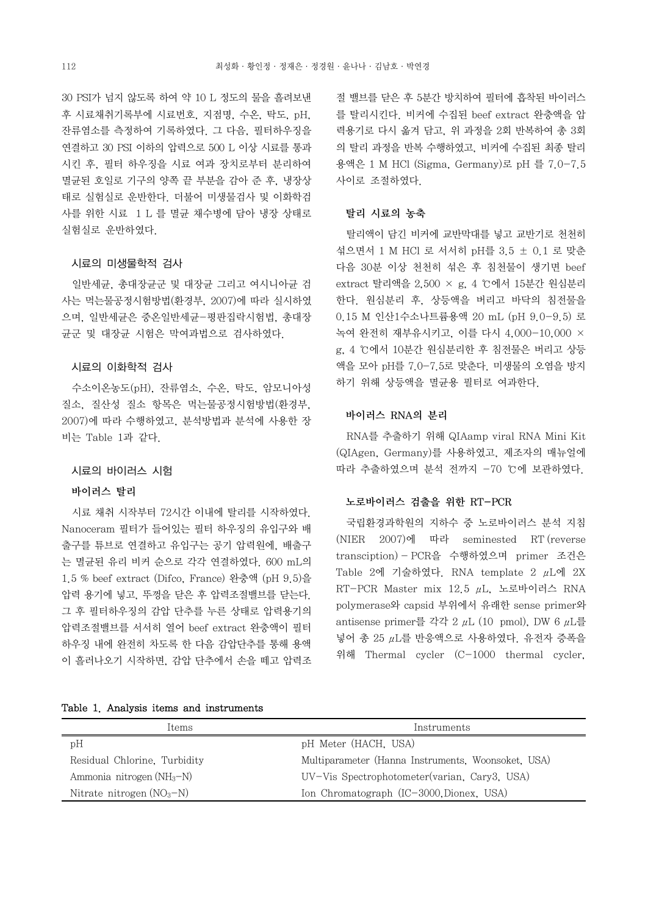30 PSI가 넘지 않도록 하여 약 10 L 정도의 물을 흘려보낸 후 시료채취기록부에 시료번호, 지점명, 수온, 탁도, pH, 잔류염소를 측정하여 기록하였다. 그 다음, 필터하우징을 연결하고 30 PSI 이하의 압력으로 500 L 이상 시료를 통과시킨 후, 필터 하우징을 시료 여과 장치로부터 분리하여 멸균된 호일로 기구의 양쪽 끝 부분을 감아 준 후, 냉장상태로 실험실로 운반한다. 더불어 미생물검사 및 이화학검사를 위한 시료 1 L 를 멸균 채수병에 담아 냉장 상태로 실험실로 운반하였다.

### 시료의 미생물학적 검사

일반세균, 총대장균군 및 대장균 그리고 여시니아균 검사는 먹는물공정시험방법(환경부, 2007)에 따라 실시하였으며, 일반세균은 중온일반세균-평판집락시험법, 총대장균군 및 대장균 시험은 막여과법으로 검사하였다.

### 시료의 이화학적 검사

수소이온농도(pH), 잔류염소, 수온, 탁도, 암모니아성 질소, 질산성 질소 항목은 먹는물공정시험방법(환경부, 2007)에 따라 수행하였고, 분석방법과 분석에 사용한 장비는 Table 1과 같다.

### 시료의 바이러스 시험

#### 바이러스 탈리

시료 채취 시작부터 72시간 이내에 탈리를 시작하였다. Nanoceram 필터가 들어있는 필터 하우징의 유입구와 배출구를 튜브로 연결하고 유입구는 공기 압력원에, 배출구는 멸균된 유리 비커 순으로 각각 연결하였다. 600 mL의 1.5 % beef extract (Difco, France) 완충액 (pH 9.5)을 압력 용기에 넣고, 뚜껑을 닫은 후 압력조절밸브를 닫는다. 그 후 필터하우징의 감압 단추를 누른 상태로 압력용기의 압력조절밸브를 서서히 열어 beef extract 완충액이 필터 하우징 내에 완전히 차도록 한 다음 감압단추를 통해 용액이 흘러나오기 시작하면, 감압 단추에서 손을 떼고 압력조절 밸브를 닫은 후 5분간 방치하여 필터에 흡착된 바이러스를 탈리시킨다. 비커에 수집된 beef extract 완충액을 압력용기로 다시 옮겨 담고, 위 과정을 2회 반복하여 총 3회의 탈리 과정을 반복 수행하였고, 비커에 수집된 최종 탈리용액은 1 M HCl (Sigma, Germany)로 pH 를 7.0-7.5 사이로 조절하였다.

#### 탈리 시료의 농축

탈리액이 담긴 비커에 교반막대를 넣고 교반기로 천천히 섞으면서 1 M HCl 로 서서히 pH를 3.5 ± 0.1 로 맞춘 다음 30분 이상 천천히 섞은 후 침전물이 생기면 beef extract 탈리액을 2,500 × g, 4 ℃에서 15분간 원심분리한다. 원심분리 후, 상등액을 버리고 바닥의 침전물을 0.15 M 인산1수소나트륨용액 20 mL (pH 9.0-9.5) 로 녹여 완전히 재부유시키고, 이를 다시 4,000-10,000 × g, 4 ℃에서 10분간 원심분리한 후 침전물은 버리고 상등액을 모아 pH를 7.0-7.5로 맞춘다. 미생물의 오염을 방지하기 위해 상등액을 멸균용 필터로 여과한다.

#### 바이러스 RNA의 분리

RNA를 추출하기 위해 QIAamp viral RNA Mini Kit (QIAgen, Germany)를 사용하였고, 제조자의 매뉴얼에 따라 추출하였으며 분석 전까지 -70 ℃에 보관하였다.

#### 노로바이러스 검출을 위한 RT-PCR

국립환경과학원의 지하수 중 노로바이러스 분석 지침 (NIER 2007)에 따라 seminested RT (reverse transciption) - PCR을 수행하였으며 primer 조건은 Table 2에 기술하였다. RNA template 2 μL에 2X RT-PCR Master mix 12.5 μL, 노로바이러스 RNA polymerase와 capsid 부위에서 유래한 sense primer와 antisense primer를 각각 2 μL (10 pmol), DW 6 μL를 넣어 총 25 μL를 반응액으로 사용하였다. 유전자 증폭을 위해 Thermal cycler (C-1000 thermal cycler,

**Table 1. Analysis items and instruments**

| Items | Instruments |
|---|---|
| pH | pH Meter (HACH, USA) |
| Residual Chlorine, Turbidity | Multiparameter (Hanna Instruments, Woonsoket, USA) |
| Ammonia nitrogen ($NH_3$-N) | UV-Vis Spectrophotometer(varian, Cary3, USA) |
| Nitrate nitrogen ($NO_3$-N) | Ion Chromatograph (IC-3000,Dionex, USA) |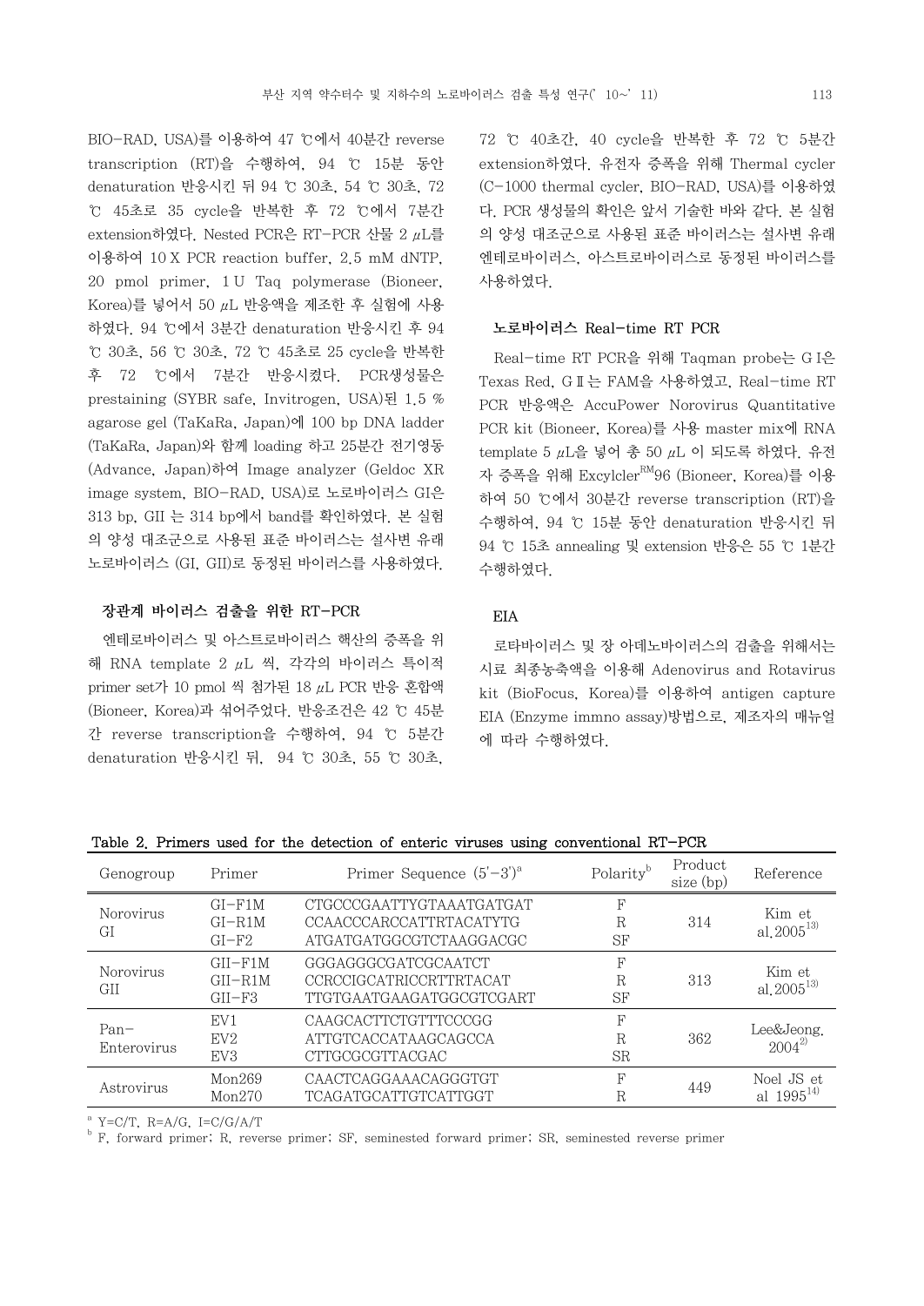BIO-RAD, USA)를 이용하여 47 ℃에서 40분간 reverse transcription (RT)을 수행하여, 94 ℃ 15분 동안 denaturation 반응시킨 뒤 94 ℃ 30초, 54 ℃ 30초, 72 ℃ 45초로 35 cycle을 반복한 후 72 ℃에서 7분간 extension하였다. Nested PCR은 RT-PCR 산물 2 μL를 이용하여 10 X PCR reaction buffer, 2.5 mM dNTP, 20 pmol primer, 1 U Taq polymerase (Bioneer, Korea)를 넣어서 50 μL 반응액을 제조한 후 실험에 사용하였다. 94 ℃에서 3분간 denaturation 반응시킨 후 94 ℃ 30초, 56 ℃ 30초, 72 ℃ 45초로 25 cycle을 반복한 후 72 ℃에서 7분간 반응시켰다. PCR생성물은 prestaining (SYBR safe, Invitrogen, USA)된 1.5 % agarose gel (TaKaRa, Japan)에 100 bp DNA ladder (TaKaRa, Japan)와 함께 loading 하고 25분간 전기영동 (Advance, Japan)하여 Image analyzer (Geldoc XR image system, BIO-RAD, USA)로 노로바이러스 GI은 313 bp, GII 는 314 bp에서 band를 확인하였다. 본 실험의 양성 대조군으로 사용된 표준 바이러스는 설사변 유래 노로바이러스 (GI, GII)로 동정된 바이러스를 사용하였다.

### 장관계 바이러스 검출을 위한 RT-PCR

엔테로바이러스 및 아스트로바이러스 핵산의 증폭을 위해 RNA template 2 μL 씩, 각각의 바이러스 특이적 primer set가 10 pmol 씩 첨가된 18 μL PCR 반응 혼합액 (Bioneer, Korea)과 섞어주었다. 반응조건은 42 ℃ 45분간 reverse transcription을 수행하여, 94 ℃ 5분간 denaturation 반응시킨 뒤, 94 ℃ 30초, 55 ℃ 30초, 72 ℃ 40초간, 40 cycle을 반복한 후 72 ℃ 5분간 extension하였다. 유전자 증폭을 위해 Thermal cycler (C-1000 thermal cycler, BIO-RAD, USA)를 이용하였다. PCR 생성물의 확인은 앞서 기술한 바와 같다. 본 실험의 양성 대조군으로 사용된 표준 바이러스는 설사변 유래 엔테로바이러스, 아스트로바이러스로 동정된 바이러스를 사용하였다.

### 노로바이러스 Real-time RT PCR

Real-time RT PCR을 위해 Taqman probe는 G I은 Texas Red, G II 는 FAM을 사용하였고, Real-time RT PCR 반응액은 AccuPower Norovirus Quantitative PCR kit (Bioneer, Korea)를 사용 master mix에 RNA template 5 μL을 넣어 총 50 μL 이 되도록 하였다. 유전자 증폭을 위해 Excylcler[RM]96 (Bioneer, Korea)를 이용하여 50 ℃에서 30분간 reverse transcription (RT)을 수행하여, 94 ℃ 15분 동안 denaturation 반응시킨 뒤 94 ℃ 15초 annealing 및 extension 반응은 55 ℃ 1분간 수행하였다.

### EIA

로타바이러스 및 장 아데노바이러스의 검출을 위해서는 시료 최종농축액을 이용해 Adenovirus and Rotavirus kit (BioFocus, Korea)를 이용하여 antigen capture EIA (Enzyme immno assay)방법으로, 제조자의 매뉴얼에 따라 수행하였다.

**Table 2. Primers used for the detection of enteric viruses using conventional RT-PCR**

| Genogroup | Primer | Primer Sequence (5'-3')[a] | Polarity[b] | Product size (bp) | Reference |
|---|---|---|---|---|---|
| Norovirus GI | GI-F1M<br>GI-R1M<br>GI-F2 | CTGCCCGAATTYGTAAATGATGAT<br>CCAACCCARCCATTRTACATYTG<br>ATGATGATGGCGTCTAAGGACGC | F<br>R<br>SF | 314 | Kim et al.2005[13)] |
| Norovirus GII | GII-F1M<br>GII-R1M<br>GII-F3 | GGGAGGGCGATCGCAATCT<br>CCRCCIGCATRICCRTTRTACAT<br>TTGTGAATGAAGATGGCGTCGART | F<br>R<br>SF | 313 | Kim et al.2005[13)] |
| Pan-Enterovirus | EV1<br>EV2<br>EV3 | CAAGCACTTCTGTTTCCCGG<br>ATTGTCACCATAAGCAGCCA<br>CTTGCGCGTTACGAC | F<br>R<br>SR | 362 | Lee&Jeong. 2004[2)] |
| Astrovirus | Mon269<br>Mon270 | CAACTCAGGAAACAGGGTGT<br>TCAGATGCATTGTCATTGGT | F<br>R | 449 | Noel JS et al 1995[14)] |

[a] Y=C/T, R=A/G, I=C/G/A/T
[b] F, forward primer; R, reverse primer; SF, seminested forward primer; SR, seminested reverse primer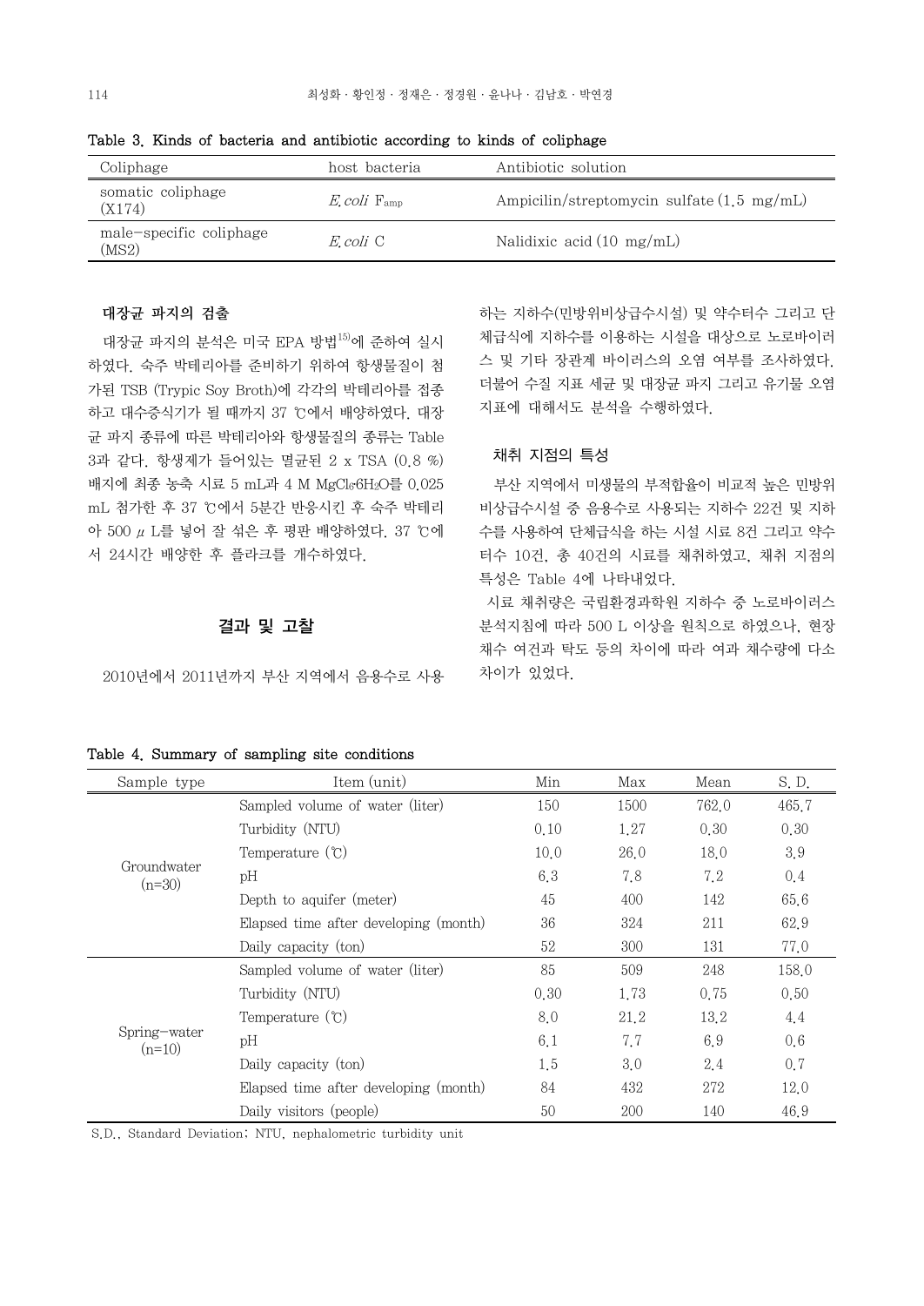Table 3. Kinds of bacteria and antibiotic according to kinds of coliphage

| Coliphage | host bacteria | Antibiotic solution |
|---|---|---|
| somatic coliphage (X174) | *E.coli* $F_{amp}$ | Ampicilin/streptomycin sulfate (1.5 mg/mL) |
| male-specific coliphage (MS2) | *E.coli* C | Nalidixic acid (10 mg/mL) |

### 대장균 파지의 검출

대장균 파지의 분석은 미국 EPA 방법[15]에 준하여 실시하였다. 숙주 박테리아를 준비하기 위하여 항생물질이 첨가된 TSB (Trypic Soy Broth)에 각각의 박테리아를 접종하고 대수증식기가 될 때까지 37 ℃에서 배양하였다. 대장균 파지 종류에 따른 박테리아와 항생물질의 종류는 Table 3과 같다. 항생제가 들어있는 멸균된 2 x TSA (0.8 %) 배지에 최종 농축 시료 5 mL과 4 M $MgCl_2·6H_2O$를 0.025 mL 첨가한 후 37 ℃에서 5분간 반응시킨 후 숙주 박테리아 500 μL를 넣어 잘 섞은 후 평판 배양하였다. 37 ℃에서 24시간 배양한 후 플라크를 개수하였다.

## 결과 및 고찰

2010년에서 2011년까지 부산 지역에서 음용수로 사용하는 지하수(민방위비상급수시설) 및 약수터수 그리고 단체급식에 지하수를 이용하는 시설을 대상으로 노로바이러스 및 기타 장관계 바이러스의 오염 여부를 조사하였다. 더불어 수질 지표 세균 및 대장균 파지 그리고 유기물 오염 지표에 대해서도 분석을 수행하였다.

### 채취 지점의 특성

부산 지역에서 미생물의 부적합율이 비교적 높은 민방위비상급수시설 중 음용수로 사용되는 지하수 22건 및 지하수를 사용하여 단체급식을 하는 시설 시료 8건 그리고 약수터수 10건, 총 40건의 시료를 채취하였고, 채취 지점의 특성은 Table 4에 나타내었다.

시료 채취량은 국립환경과학원 지하수 중 노로바이러스 분석지침에 따라 500 L 이상을 원칙으로 하였으나, 현장 채수 여건과 탁도 등의 차이에 따라 여과 채수량에 다소 차이가 있었다.

Table 4. Summary of sampling site conditions

| Sample type | Item (unit) | Min | Max | Mean | S. D. |
|---|---|---|---|---|---|
| Groundwater (n=30) | Sampled volume of water (liter) | 150 | 1500 | 762.0 | 465.7 |
| | Turbidity (NTU) | 0.10 | 1.27 | 0.30 | 0.30 |
| | Temperature (℃) | 10.0 | 26.0 | 18.0 | 3.9 |
| | pH | 6.3 | 7.8 | 7.2 | 0.4 |
| | Depth to aquifer (meter) | 45 | 400 | 142 | 65.6 |
| | Elapsed time after developing (month) | 36 | 324 | 211 | 62.9 |
| | Daily capacity (ton) | 52 | 300 | 131 | 77.0 |
| Spring-water (n=10) | Sampled volume of water (liter) | 85 | 509 | 248 | 158.0 |
| | Turbidity (NTU) | 0.30 | 1.73 | 0.75 | 0.50 |
| | Temperature (℃) | 8.0 | 21.2 | 13.2 | 4.4 |
| | pH | 6.1 | 7.7 | 6.9 | 0.6 |
| | Daily capacity (ton) | 1.5 | 3.0 | 2.4 | 0.7 |
| | Elapsed time after developing (month) | 84 | 432 | 272 | 12.0 |
| | Daily visitors (people) | 50 | 200 | 140 | 46.9 |

S.D., Standard Deviation; NTU, nephalometric turbidity unit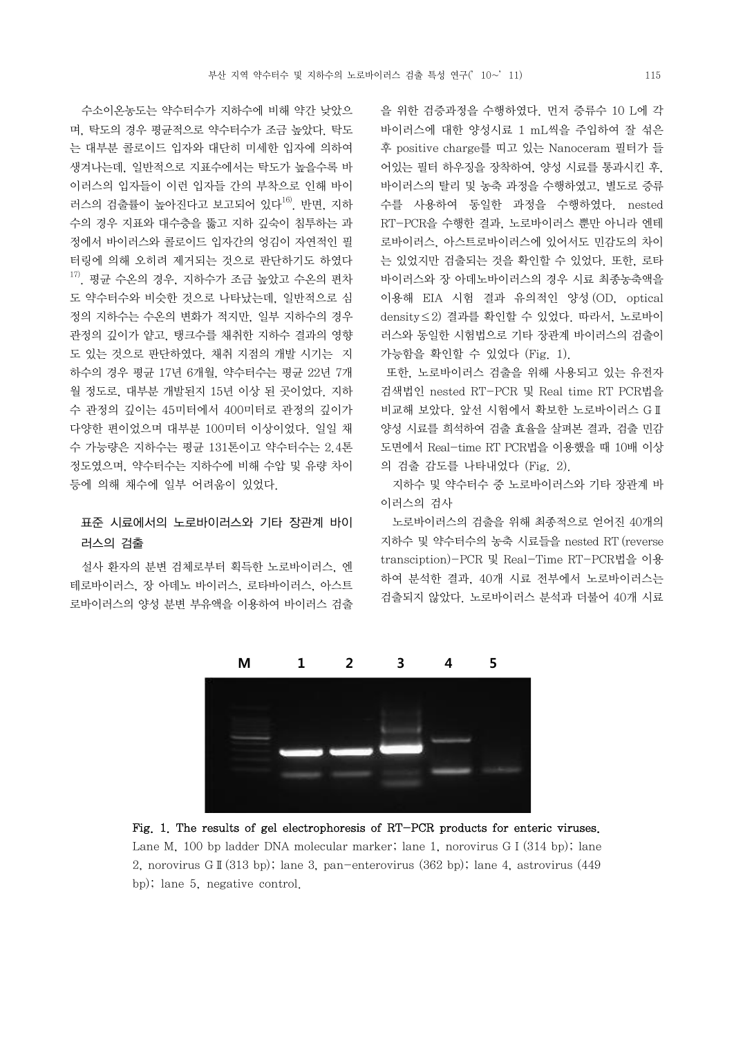수소이온농도는 약수터수가 지하수에 비해 약간 낮았으며, 탁도의 경우 평균적으로 약수터수가 조금 높았다. 탁도는 대부분 콜로이드 입자와 대단히 미세한 입자에 의하여 생겨나는데, 일반적으로 지표수에서는 탁도가 높을수록 바이러스의 입자들이 이런 입자들 간의 부착으로 인해 바이러스의 검출률이 높아진다고 보고되어 있다[16]. 반면, 지하수의 경우 지표와 대수층을 뚫고 지하 깊숙이 침투하는 과정에서 바이러스와 콜로이드 입자간의 엉김이 자연적인 필터링에 의해 오히려 제거되는 것으로 판단하기도 하였다[17]. 평균 수온의 경우, 지하수가 조금 높았고 수온의 편차도 약수터수와 비슷한 것으로 나타났는데, 일반적으로 심정의 지하수는 수온의 변화가 적지만, 일부 지하수의 경우 관정의 깊이가 얕고, 탱크수를 채취한 지하수 결과의 영향도 있는 것으로 판단하였다. 채취 지점의 개발 시기는 지하수의 경우 평균 17년 6개월, 약수터수는 평균 22년 7개월 정도로, 대부분 개발된지 15년 이상 된 곳이었다. 지하수 관정의 깊이는 45미터에서 400미터로 관정의 깊이가 다양한 편이었으며 대부분 100미터 이상이었다. 일일 채수 가능량은 지하수는 평균 131톤이고 약수터수는 2.4톤 정도였으며, 약수터수는 지하수에 비해 수압 및 유량 차이 등에 의해 채수에 일부 어려움이 있었다.

## 표준 시료에서의 노로바이러스와 기타 장관계 바이러스의 검출

설사 환자의 분변 검체로부터 획득한 노로바이러스, 엔테로바이러스, 장 아데노 바이러스, 로타바이러스, 아스트로바이러스의 양성 분변 부유액을 이용하여 바이러스 검출을 위한 검증과정을 수행하였다. 먼저 증류수 10 L에 각 바이러스에 대한 양성시료 1 mL씩을 주입하여 잘 섞은 후 positive charge를 띠고 있는 Nanoceram 필터가 들어있는 필터 하우징을 장착하여, 양성 시료를 통과시킨 후, 바이러스의 탈리 및 농축 과정을 수행하였고, 별도로 증류수를 사용하여 동일한 과정을 수행하였다. nested RT-PCR을 수행한 결과, 노로바이러스 뿐만 아니라 엔테로바이러스, 아스트로바이러스에 있어서도 민감도의 차이는 있었지만 검출되는 것을 확인할 수 있었다. 또한, 로타바이러스와 장 아데노바이러스의 경우 시료 최종농축액을 이용해 EIA 시험 결과 유의적인 양성(OD, optical density≤2) 결과를 확인할 수 있었다. 따라서, 노로바이러스와 동일한 시험법으로 기타 장관계 바이러스의 검출이 가능함을 확인할 수 있었다 (Fig. 1).

또한, 노로바이러스 검출을 위해 사용되고 있는 유전자 검색법인 nested RT-PCR 및 Real time RT PCR법을 비교해 보았다. 앞선 시험에서 확보한 노로바이러스 GⅡ 양성 시료를 희석하여 검출 효율을 살펴본 결과, 검출 민감도면에서 Real-time RT PCR법을 이용했을 때 10배 이상의 검출 감도를 나타내었다 (Fig. 2).

지하수 및 약수터수 중 노로바이러스와 기타 장관계 바이러스의 검사

노로바이러스의 검출을 위해 최종적으로 얻어진 40개의 지하수 및 약수터수의 농축 시료들을 nested RT (reverse transciption)-PCR 및 Real-Time RT-PCR법을 이용하여 분석한 결과, 40개 시료 전부에서 노로바이러스는 검출되지 않았다. 노로바이러스 분석과 더불어 40개 시료

**Fig. 1. The results of gel electrophoresis of RT-PCR products for enteric viruses.**
Lane M, 100 bp ladder DNA molecular marker; lane 1, norovirus GⅠ(314 bp); lane 2, norovirus GⅡ(313 bp); lane 3, pan-enterovirus (362 bp); lane 4, astrovirus (449 bp); lane 5, negative control.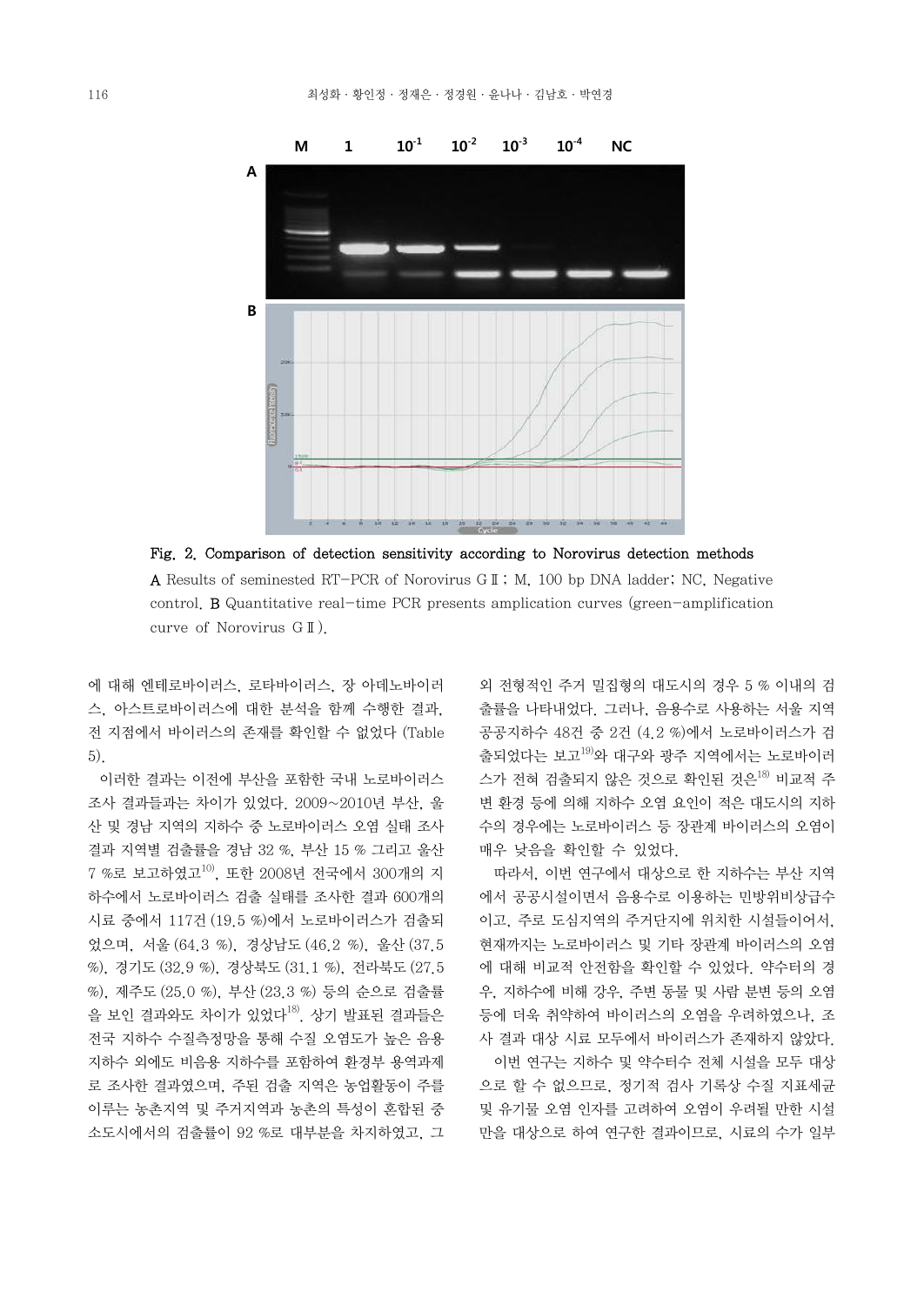Fig. 2. Comparison of detection sensitivity according to Norovirus detection methods

A Results of seminested RT-PCR of Norovirus GⅡ; M, 100 bp DNA ladder; NC, Negative control. B Quantitative real-time PCR presents amplication curves (green-amplification curve of Norovirus GⅡ).

에 대해 엔테로바이러스, 로타바이러스, 장 아데노바이러스, 아스트로바이러스에 대한 분석을 함께 수행한 결과, 전 지점에서 바이러스의 존재를 확인할 수 없었다 (Table 5).

이러한 결과는 이전에 부산을 포함한 국내 노로바이러스 조사 결과들과는 차이가 있었다. 2009~2010년 부산, 울산 및 경남 지역의 지하수 중 노로바이러스 오염 실태 조사 결과 지역별 검출률을 경남 32 %, 부산 15 % 그리고 울산 7 %로 보고하였고[10], 또한 2008년 전국에서 300개의 지하수에서 노로바이러스 검출 실태를 조사한 결과 600개의 시료 중에서 117건 (19.5 %)에서 노로바이러스가 검출되었으며, 서울 (64.3 %), 경상남도 (46.2 %), 울산 (37.5 %), 경기도 (32.9 %), 경상북도 (31.1 %), 전라북도 (27.5 %), 제주도 (25.0 %), 부산 (23.3 %) 등의 순으로 검출률을 보인 결과와도 차이가 있었다[18]. 상기 발표된 결과들은 전국 지하수 수질측정망을 통해 수질 오염도가 높은 음용 지하수 외에도 비음용 지하수를 포함하여 환경부 용역과제로 조사한 결과였으며, 주된 검출 지역은 농업활동이 주를 이루는 농촌지역 및 주거지역과 농촌의 특성이 혼합된 중소도시에서의 검출률이 92 %로 대부분을 차지하였고, 그 외 전형적인 주거 밀집형의 대도시의 경우 5 % 이내의 검출률을 나타내었다. 그러나, 음용수로 사용하는 서울 지역 공공지하수 48건 중 2건 (4.2 %)에서 노로바이러스가 검출되었다는 보고[19]와 대구와 광주 지역에서는 노로바이러스가 전혀 검출되지 않은 것으로 확인된 것은[18] 비교적 주변 환경 등에 의해 지하수 오염 요인이 적은 대도시의 지하수의 경우에는 노로바이러스 등 장관계 바이러스의 오염이 매우 낮음을 확인할 수 있었다.

따라서, 이번 연구에서 대상으로 한 지하수는 부산 지역에서 공공시설이면서 음용수로 이용하는 민방위비상급수이고, 주로 도심지역의 주거단지에 위치한 시설들이어서, 현재까지는 노로바이러스 및 기타 장관계 바이러스의 오염에 대해 비교적 안전함을 확인할 수 있었다. 약수터의 경우, 지하수에 비해 강우, 주변 동물 및 사람 분변 등의 오염 등에 더욱 취약하여 바이러스의 오염을 우려하였으나, 조사 결과 대상 시료 모두에서 바이러스가 존재하지 않았다.

이번 연구는 지하수 및 약수터수 전체 시설을 모두 대상으로 할 수 없으므로, 정기적 검사 기록상 수질 지표세균 및 유기물 오염 인자를 고려하여 오염이 우려될 만한 시설만을 대상으로 하여 연구한 결과이므로, 시료의 수가 일부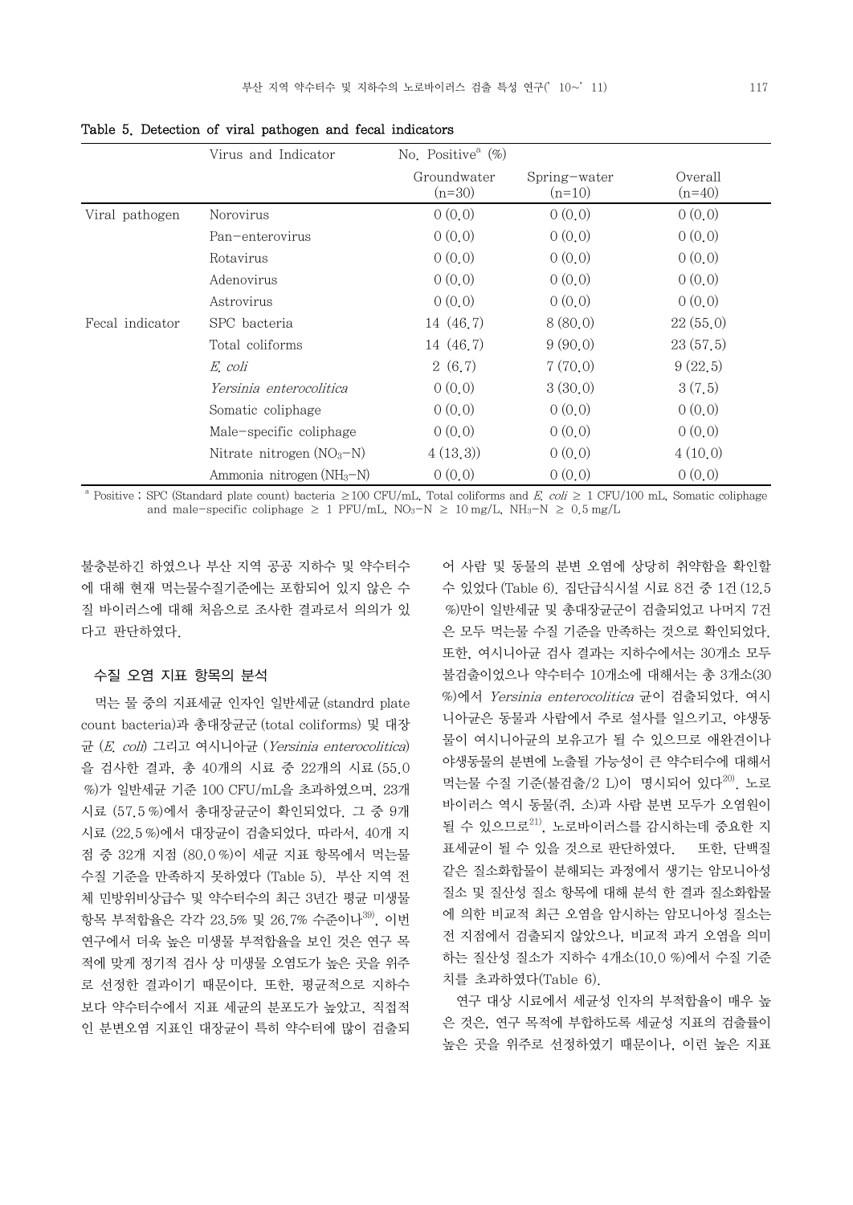Table 5. Detection of viral pathogen and fecal indicators

| | Virus and Indicator | No. Positive[a] (%) | | |
|---|---|---|---|---|
| | | Groundwater (n=30) | Spring-water (n=10) | Overall (n=40) |
| Viral pathogen | Norovirus | 0 (0.0) | 0 (0.0) | 0 (0.0) |
| | Pan-enterovirus | 0 (0.0) | 0 (0.0) | 0 (0.0) |
| | Rotavirus | 0 (0.0) | 0 (0.0) | 0 (0.0) |
| | Adenovirus | 0 (0.0) | 0 (0.0) | 0 (0.0) |
| | Astrovirus | 0 (0.0) | 0 (0.0) | 0 (0.0) |
| Fecal indicator | SPC bacteria | 14 (46.7) | 8 (80.0) | 22 (55.0) |
| | Total coliforms | 14 (46.7) | 9 (90.0) | 23 (57.5) |
| | *E. coli* | 2 (6.7) | 7 (70.0) | 9 (22.5) |
| | *Yersinia enterocolitica* | 0 (0.0) | 3 (30.0) | 3 (7.5) |
| | Somatic coliphage | 0 (0.0) | 0 (0.0) | 0 (0.0) |
| | Male-specific coliphage | 0 (0.0) | 0 (0.0) | 0 (0.0) |
| | Nitrate nitrogen ($NO_3$-N) | 4 (13.3)) | 0 (0.0) | 4 (10.0) |
| | Ammonia nitrogen ($NH_3$-N) | 0 (0.0) | 0 (0.0) | 0 (0.0) |

[a] Positive ; SPC (Standard plate count) bacteria ≥100 CFU/mL, Total coliforms and *E. coli* ≥ 1 CFU/100 mL, Somatic coliphage and male-specific coliphage ≥ 1 PFU/mL, $NO_3$-N ≥ 10 mg/L, $NH_3$-N ≥ 0.5 mg/L

불충분하긴 하였으나 부산 지역 공공 지하수 및 약수터수에 대해 현재 먹는물수질기준에는 포함되어 있지 않은 수질 바이러스에 대해 처음으로 조사한 결과로서 의의가 있다고 판단하였다.

### 수질 오염 지표 항목의 분석

먹는 물 중의 지표세균 인자인 일반세균 (standrd plate count bacteria)과 총대장균군 (total coliforms) 및 대장균 (*E. coli*) 그리고 여시니아균 (*Yersinia enterocolitica*)을 검사한 결과, 총 40개의 시료 중 22개의 시료 (55.0 %)가 일반세균 기준 100 CFU/mL을 초과하였으며, 23개 시료 (57.5 %)에서 총대장균군이 확인되었다. 그 중 9개 시료 (22.5 %)에서 대장균이 검출되었다. 따라서, 40개 지점 중 32개 지점 (80.0 %)이 세균 지표 항목에서 먹는물 수질 기준을 만족하지 못하였다 (Table 5). 부산 지역 전체 민방위비상급수 및 약수터수의 최근 3년간 평균 미생물 항목 부적합율은 각각 23.5% 및 26.7% 수준이나[39], 이번 연구에서 더욱 높은 미생물 부적합율을 보인 것은 연구 목적에 맞게 정기적 검사 상 미생물 오염도가 높은 곳을 위주로 선정한 결과이기 때문이다. 또한, 평균적으로 지하수보다 약수터수에서 지표 세균의 분포도가 높았고, 직접적인 분변오염 지표인 대장균이 특히 약수터에 많이 검출되어 사람 및 동물의 분변 오염에 상당히 취약함을 확인할 수 있었다 (Table 6). 집단급식시설 시료 8건 중 1건 (12.5 %)만이 일반세균 및 총대장균군이 검출되었고 나머지 7건은 모두 먹는물 수질 기준을 만족하는 것으로 확인되었다. 또한, 여시니아균 검사 결과는 지하수에서는 30개소 모두 불검출이었으나 약수터수 10개소에 대해서는 총 3개소(30 %)에서 *Yersinia enterocolitica* 균이 검출되었다. 여시니아균은 동물과 사람에서 주로 설사를 일으키고, 야생동물이 여시니아균의 보유고가 될 수 있으므로 애완견이나 야생동물의 분변에 노출될 가능성이 큰 약수터수에 대해서 먹는물 수질 기준(불검출/2 L)이 명시되어 있다[20]. 노로바이러스 역시 동물(쥐, 소)과 사람 분변 모두가 오염원이 될 수 있으므로[21], 노로바이러스를 감시하는데 중요한 지표세균이 될 수 있을 것으로 판단하였다. 또한, 단백질 같은 질소화합물이 분해되는 과정에서 생기는 암모니아성 질소 및 질산성 질소 항목에 대해 분석 한 결과 질소화합물에 의한 비교적 최근 오염을 암시하는 암모니아성 질소는 전 지점에서 검출되지 않았으나, 비교적 과거 오염을 의미하는 질산성 질소가 지하수 4개소(10.0 %)에서 수질 기준치를 초과하였다(Table 6).

연구 대상 시료에서 세균성 인자의 부적합율이 매우 높은 것은, 연구 목적에 부합하도록 세균성 지표의 검출률이 높은 곳을 위주로 선정하였기 때문이나, 이런 높은 지표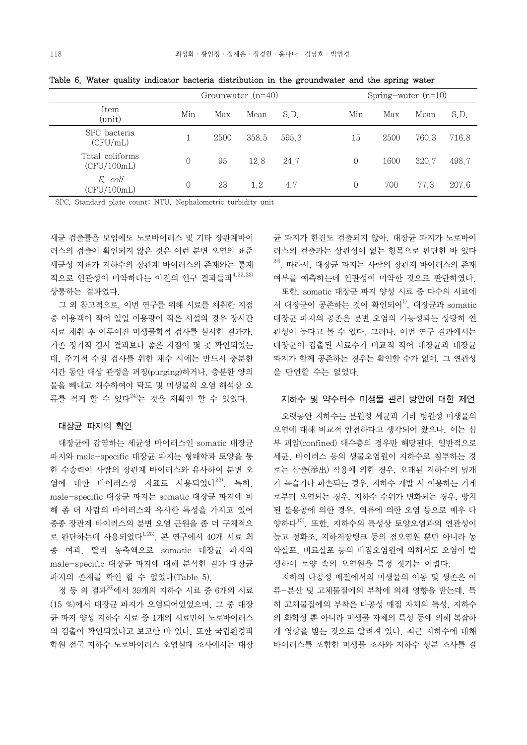Table 6. Water quality indicator bacteria distribution in the groundwater and the spring water

| Item (unit) | Grounwater (n=40) | | | | Spring-water (n=10) | | | |
|---|---|---|---|---|---|---|---|---|
| | Min | Max | Mean | S.D. | Min | Max | Mean | S.D. |
| SPC bacteria (CFU/mL) | 1 | 2500 | 358.5 | 595.3 | 15 | 2500 | 760.3 | 716.8 |
| Total coliforms (CFU/100mL) | 0 | 95 | 12.8 | 24.7 | 0 | 1600 | 320.7 | 498.7 |
| *E. coli* (CFU/100mL) | 0 | 23 | 1.2 | 4.7 | 0 | 700 | 77.3 | 207.6 |

SPC, Standard plate count; NTU, Nephalometric turbidity unit

세균 검출률을 보임에도 노로바이러스 및 기타 장관계바이러스의 검출이 확인되지 않은 것은 이런 분변 오염의 표준 세균성 지표가 지하수의 장관계 바이러스의 존재와는 통계적으로 연관성이 미약하다는 이전의 연구 결과들과[4,22,23] 상통하는 결과였다.

그 외 참고적으로, 이번 연구를 위해 시료를 채취한 지점 중 이용객이 적어 일일 이용량이 적은 시설의 경우 장시간 시료 채취 후 이루어진 미생물학적 검사를 실시한 결과가, 기존 정기적 검사 결과보다 좋은 지점이 몇 곳 확인되었는데, 주기적 수질 검사를 위한 채수 시에는 반드시 충분한 시간 동안 대상 관정을 퍼징(purging)하거나, 충분한 양의 물을 빼내고 채수하여야 탁도 및 미생물의 오염 해석상 오류를 적게 할 수 있다[24]는 것을 재확인 할 수 있었다.

### 대장균 파지의 확인

대장균에 감염하는 세균성 바이러스인 somatic 대장균 파지와 male-specific 대장균 파지는 형태학과 토양을 통한 수송력이 사람의 장관계 바이러스와 유사하여 분변 오염에 대한 바이러스성 지표로 사용되었다[23]. 특히, male-specific 대장균 파지는 somatic 대장균 파지에 비해 좀 더 사람의 바이러스와 유사한 특성을 가지고 있어 종종 장관계 바이러스의 분변 오염 근원을 좀 더 구체적으로 판단하는데 사용되었다[1,25]. 본 연구에서 40개 시료 최종 여과, 탈리 농축액으로 somatic 대장균 파지와 male-specific 대장균 파지에 대해 분석한 결과 대장균 파지의 존재를 확인 할 수 없었다(Table 5).

정 등 의 결과[26]에서 39개의 지하수 시료 중 6개의 시료(15 %)에서 대장균 파지가 오염되어있었으며, 그 중 대장균 파지 양성 지하수 시료 중 1개의 시료만이 노로바이러스의 검출이 확인되었다고 보고한 바 있다. 또한 국립환경과학원 전국 지하수 노로바이러스 오염실태 조사에서는 대장균 파지가 한건도 검출되지 않아, 대장균 파지가 노로바이러스의 검출과는 상관성이 없는 항목으로 판단한 바 있다[24]. 따라서, 대장균 파지는 사람의 장관계 바이러스의 존재 여부를 예측하는데 연관성이 미약한 것으로 판단하였다.

또한, somatic 대장균 파지 양성 시료 중 다수의 시료에서 대장균이 공존하는 것이 확인되어[1], 대장균과 somatic 대장균 파지의 공존은 분변 오염의 가능성과는 상당히 연관성이 높다고 볼 수 있다. 그러나, 이번 연구 결과에서는 대장균이 검출된 시료수가 비교적 적어 대장균과 대장균 파지가 함께 공존하는 경우는 확인할 수가 없어, 그 연관성을 단언할 수는 없었다.

### 지하수 및 약수터수 미생물 관리 방안에 대한 제언

오랫동안 지하수는 분원성 세균과 기타 병원성 미생물의 오염에 대해 비교적 안전하다고 생각되어 왔으나, 이는 심부 피압(confined) 대수층의 경우만 해당된다. 일반적으로 세균, 바이러스 등의 생물오염원이 지하수로 침투하는 경로는 삼출(滲出) 작용에 의한 경우, 오래된 지하수의 덮개가 녹슬거나 파손되는 경우, 지하수 개발 시 이용하는 기계로부터 오염되는 경우, 지하수 수위가 변화되는 경우, 방치된 불용공에 의한 경우, 역류에 의한 오염 등으로 매우 다양하다[15]. 또한, 지하수의 특성상 토양오염과의 연관성이 높고 정화조, 지하저장탱크 등의 점오염원 뿐만 아니라 농약살포, 비료살포 등의 비점오염원에 의해서도 오염이 발생하여 토양 속의 오염원을 특정 짓기는 어렵다.

지하의 다공성 매질에서의 미생물의 이동 및 생존은 이류-분산 및 고체물질에의 부착에 의해 영향을 받는데, 특히 고체물질에의 부착은 다공성 매질 자체의 특성, 지하수의 화학성 뿐 아니라 미생물 자체의 특성 등에 의해 복잡하게 영향을 받는 것으로 알려져 있다. 최근 지하수에 대해 바이러스를 포함한 미생물 조사와 지하수 성분 조사를 결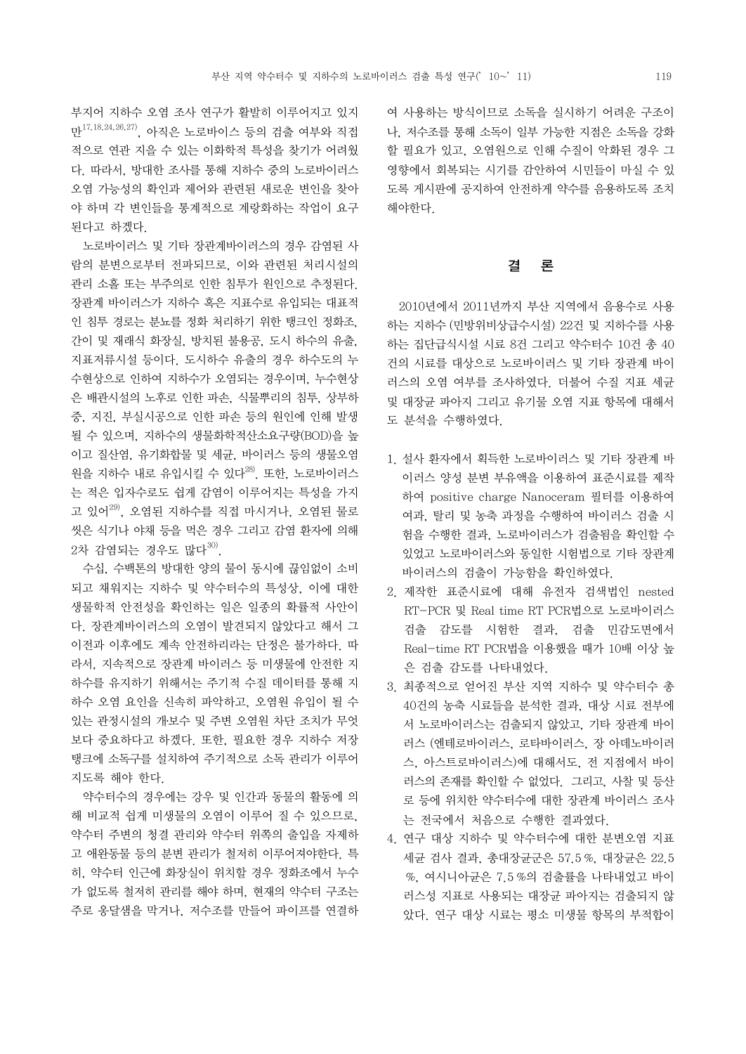부지어 지하수 오염 조사 연구가 활발히 이루어지고 있지만[17,18,24,26,27], 아직은 노로바이스 등의 검출 여부와 직접적으로 연관 지을 수 있는 이화학적 특성을 찾기가 어려웠다. 따라서, 방대한 조사를 통해 지하수 중의 노로바이러스 오염 가능성의 확인과 제어와 관련된 새로운 변인을 찾아야 하며 각 변인들을 통계적으로 계량화하는 작업이 요구된다고 하겠다.

노로바이러스 및 기타 장관계바이러스의 경우 감염된 사람의 분변으로부터 전파되므로, 이와 관련된 처리시설의 관리 소홀 또는 부주의로 인한 침투가 원인으로 추정된다. 장관계 바이러스가 지하수 혹은 지표수로 유입되는 대표적인 침투 경로는 분뇨를 정화 처리하기 위한 탱크인 정화조, 간이 및 재래식 화장실, 방치된 불용공, 도시 하수의 유출, 지표저류시설 등이다. 도시하수 유출의 경우 하수도의 누수현상으로 인하여 지하수가 오염되는 경우이며, 누수현상은 배관시설의 노후로 인한 파손, 식물뿌리의 침투, 상부하중, 지진, 부실시공으로 인한 파손 등의 원인에 인해 발생될 수 있으며, 지하수의 생물화학적산소요구량(BOD)을 높이고 질산염, 유기화합물 및 세균, 바이러스 등의 생물오염원을 지하수 내로 유입시킬 수 있다[28]. 또한, 노로바이러스는 적은 입자수로도 쉽게 감염이 이루어지는 특성을 가지고 있어[29], 오염된 지하수를 직접 마시거나, 오염된 물로 씻은 식기나 야채 등을 먹은 경우 그리고 감염 환자에 의해 2차 감염되는 경우도 많다[30].

수십, 수백톤의 방대한 양의 물이 동시에 끊임없이 소비되고 채워지는 지하수 및 약수터수의 특성상, 이에 대한 생물학적 안전성을 확인하는 일은 일종의 확률적 사안이다. 장관계바이러스의 오염이 발견되지 않았다고 해서 그 이전과 이후에도 계속 안전하리라는 단정은 불가하다. 따라서, 지속적으로 장관계 바이러스 등 미생물에 안전한 지하수를 유지하기 위해서는 주기적 수질 데이터를 통해 지하수 오염 요인을 신속히 파악하고, 오염원 유입이 될 수 있는 관정시설의 개·보수 및 주변 오염원 차단 조치가 무엇보다 중요하다고 하겠다. 또한, 필요한 경우 지하수 저장탱크에 소독구를 설치하여 주기적으로 소독 관리가 이루어지도록 해야 한다.

약수터수의 경우에는 강수 및 인간과 동물의 활동에 의해 비교적 쉽게 미생물의 오염이 이루어 질 수 있으므로, 약수터 주변의 청결 관리와 약수터 위쪽의 출입을 자제하고 애완동물 등의 분변 관리가 철저히 이루어져야한다. 특히, 약수터 인근에 화장실이 위치할 경우 정화조에서 누수가 없도록 철저히 관리를 해야 하며, 현재의 약수터 구조는 주로 옹달샘을 막거나, 저수조를 만들어 파이프를 연결하여 사용하는 방식이므로 소독을 실시하기 어려운 구조이나, 저수조를 통해 소독이 일부 가능한 지점은 소독을 강화할 필요가 있고, 오염원으로 인해 수질이 악화된 경우 그 영향에서 회복되는 시기를 감안하여 시민들이 마실 수 있도록 게시판에 공지하여 안전하게 약수를 음용하도록 조치해야한다.

## 결 론

2010년에서 2011년까지 부산 지역에서 음용수로 사용하는 지하수(민방위비상급수시설) 22건 및 지하수를 사용하는 집단급식시설 시료 8건 그리고 약수터수 10건 총 40건의 시료를 대상으로 노로바이러스 및 기타 장관계 바이러스의 오염 여부를 조사하였다. 더불어 수질 지표 세균 및 대장균 파아지 그리고 유기물 오염 지표 항목에 대해서도 분석을 수행하였다.

1. 설사 환자에서 획득한 노로바이러스 및 기타 장관계 바이러스 양성 분변 부유액을 이용하여 표준시료를 제작하여 positive charge Nanoceram 필터를 이용하여 여과, 탈리 및 농축 과정을 수행하여 바이러스 검출 시험을 수행한 결과, 노로바이러스가 검출됨을 확인할 수 있었고 노로바이러스와 동일한 시험법으로 기타 장관계 바이러스의 검출이 가능함을 확인하였다.
2. 제작한 표준시료에 대해 유전자 검색법인 nested RT-PCR 및 Real time RT PCR법으로 노로바이러스 검출 감도를 시험한 결과, 검출 민감도면에서 Real-time RT PCR법을 이용했을 때가 10배 이상 높은 검출 감도를 나타내었다.
3. 최종적으로 얻어진 부산 지역 지하수 및 약수터수 총 40건의 농축 시료들을 분석한 결과, 대상 시료 전부에서 노로바이러스는 검출되지 않았고, 기타 장관계 바이러스 (엔테로바이러스, 로타바이러스, 장 아데노바이러스, 아스트로바이러스)에 대해서도, 전 지점에서 바이러스의 존재를 확인할 수 없었다. 그리고, 사찰 및 등산로 등에 위치한 약수터수에 대한 장관계 바이러스 조사는 전국에서 처음으로 수행한 결과였다.
4. 연구 대상 지하수 및 약수터수에 대한 분변오염 지표 세균 검사 결과, 총대장균군은 57.5 %, 대장균은 22.5 %, 여시니아균은 7.5 %의 검출률을 나타내었고 바이러스성 지표로 사용되는 대장균 파아지는 검출되지 않았다. 연구 대상 시료는 평소 미생물 항목의 부적합이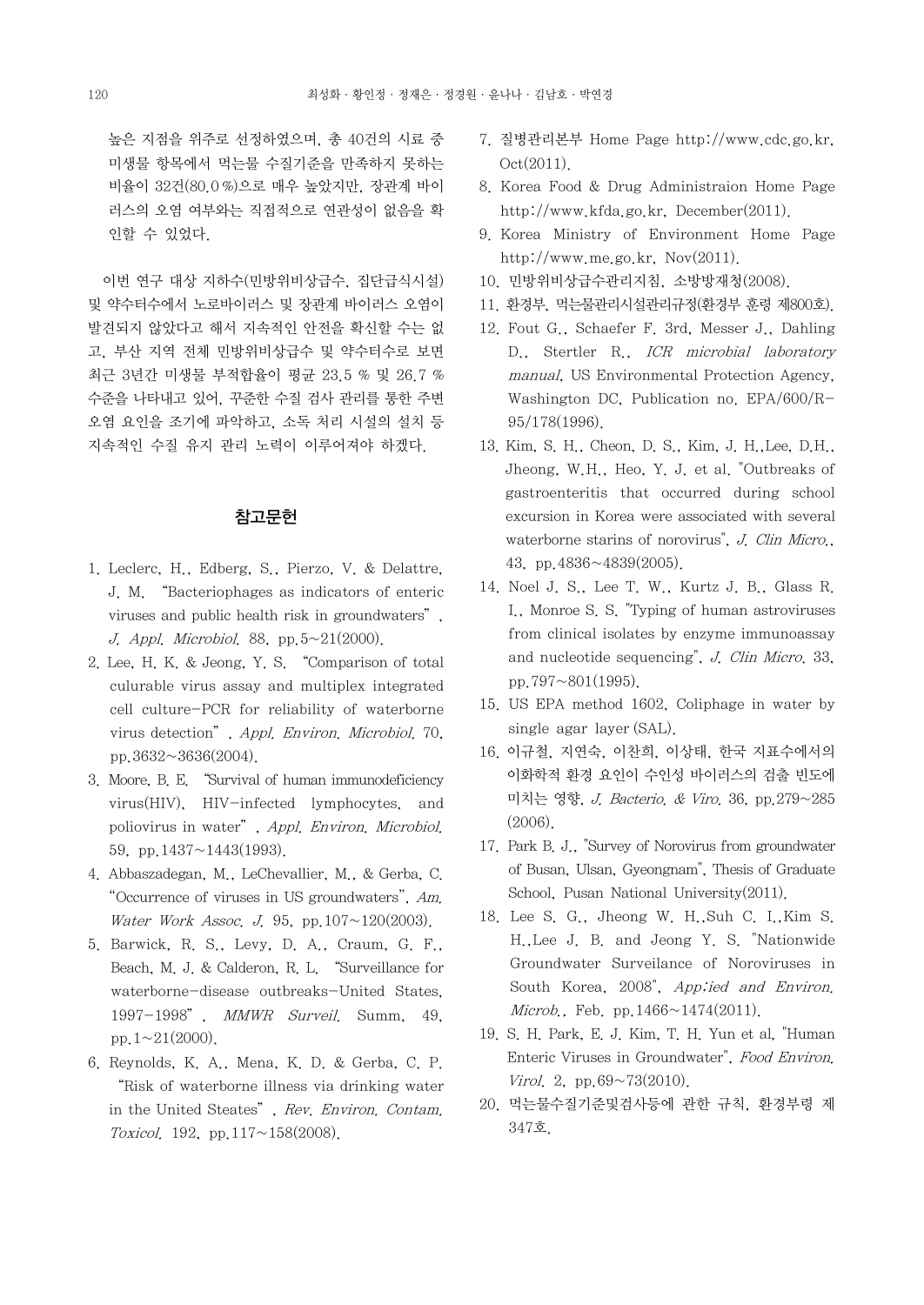높은 지점을 위주로 선정하였으며, 총 40건의 시료 중 미생물 항목에서 먹는물 수질기준을 만족하지 못하는 비율이 32건(80.0 %)으로 매우 높았지만, 장관계 바이러스의 오염 여부와는 직접적으로 연관성이 없음을 확인할 수 있었다.

이번 연구 대상 지하수(민방위비상급수, 집단급식시설) 및 약수터수에서 노로바이러스 및 장관계 바이러스 오염이 발견되지 않았다고 해서 지속적인 안전을 확신할 수는 없고, 부산 지역 전체 민방위비상급수 및 약수터수로 보면 최근 3년간 미생물 부적합율이 평균 23.5 % 및 26.7 % 수준을 나타내고 있어, 꾸준한 수질 검사 관리를 통한 주변 오염 요인을 조기에 파악하고, 소독 처리 시설의 설치 등 지속적인 수질 유지 관리 노력이 이루어져야 하겠다.

## 참고문헌

1. Leclerc, H., Edberg, S., Pierzo, V. & Delattre, J. M. "Bacteriophages as indicators of enteric viruses and public health risk in groundwaters", *J. Appl. Microbiol.* 88, pp.5~21(2000).
2. Lee, H. K. & Jeong, Y. S. "Comparison of total culurable virus assay and multiplex integrated cell culture-PCR for reliability of waterborne virus detection", *Appl. Environ. Microbiol.* 70, pp.3632~3636(2004).
3. Moore, B. E. "Survival of human immunodeficiency virus(HIV), HIV-infected lymphocytes, and poliovirus in water", *Appl. Environ. Microbiol.* 59, pp.1437~1443(1993).
4. Abbaszadegan, M., LeChevallier, M., & Gerba, C. "Occurrence of viruses in US groundwaters", *Am. Water Work Assoc. J.* 95, pp.107~120(2003).
5. Barwick, R. S., Levy, D. A., Craum, G. F., Beach, M. J. & Calderon, R. L. "Surveillance for waterborne-disease outbreaks-United States, 1997-1998", *MMWR Surveil.* Summ, 49, pp.1~21(2000).
6. Reynolds, K. A., Mena, K. D. & Gerba, C. P. "Risk of waterborne illness via drinking water in the United Steates", *Rev. Environ. Contam. Toxicol.* 192, pp.117~158(2008).
7. 질병관리본부 Home Page http://www.cdc.go.kr, Oct(2011).
8. Korea Food & Drug Administraion Home Page http://www.kfda.go.kr, December(2011).
9. Korea Ministry of Environment Home Page http://www.me.go.kr, Nov(2011).
10. 민방위비상급수관리지침, 소방방재청(2008).
11. 환경부, 먹는물관리시설관리규정(환경부 훈령 제800호).
12. Fout G., Schaefer F. 3rd, Messer J., Dahling D., Stertler R., *ICR microbial laboratory manual*, US Environmental Protection Agency, Washington DC, Publication no. EPA/600/R-95/178(1996).
13. Kim, S. H., Cheon, D. S., Kim, J. H.,Lee, D.H., Jheong, W.H., Heo, Y. J. et al. "Outbreaks of gastroenteritis that occurred during school excursion in Korea were associated with several waterborne starins of norovirus", *J. Clin Micro.*, 43, pp.4836~4839(2005).
14. Noel J. S., Lee T. W., Kurtz J. B., Glass R. I., Monroe S. S. "Typing of human astroviruses from clinical isolates by enzyme immunoassay and nucleotide sequencing", *J. Clin Micro.* 33, pp.797~801(1995).
15. US EPA method 1602, Coliphage in water by single agar layer (SAL).
16. 이규철, 지연숙, 이찬희, 이상태, 한국 지표수에서의 이화학적 환경 요인이 수인성 바이러스의 검출 빈도에 미치는 영향, *J. Bacterio. & Viro.* 36, pp.279~285 (2006).
17. Park B. J., "Survey of Norovirus from groundwater of Busan, Ulsan, Gyeongnam", Thesis of Graduate School, Pusan National University(2011).
18. Lee S. G., Jheong W. H.,Suh C. I.,Kim S. H.,Lee J. B. and Jeong Y. S. "Nationwide Groundwater Surveilance of Noroviruses in South Korea, 2008", *App;ied and Environ. Microb.*, Feb. pp.1466~1474(2011).
19. S. H. Park, E. J. Kim, T. H. Yun et al, "Human Enteric Viruses in Groundwater", *Food Environ. Virol.* 2, pp.69~73(2010).
20. 먹는물수질기준및검사등에 관한 규칙, 환경부령 제347호.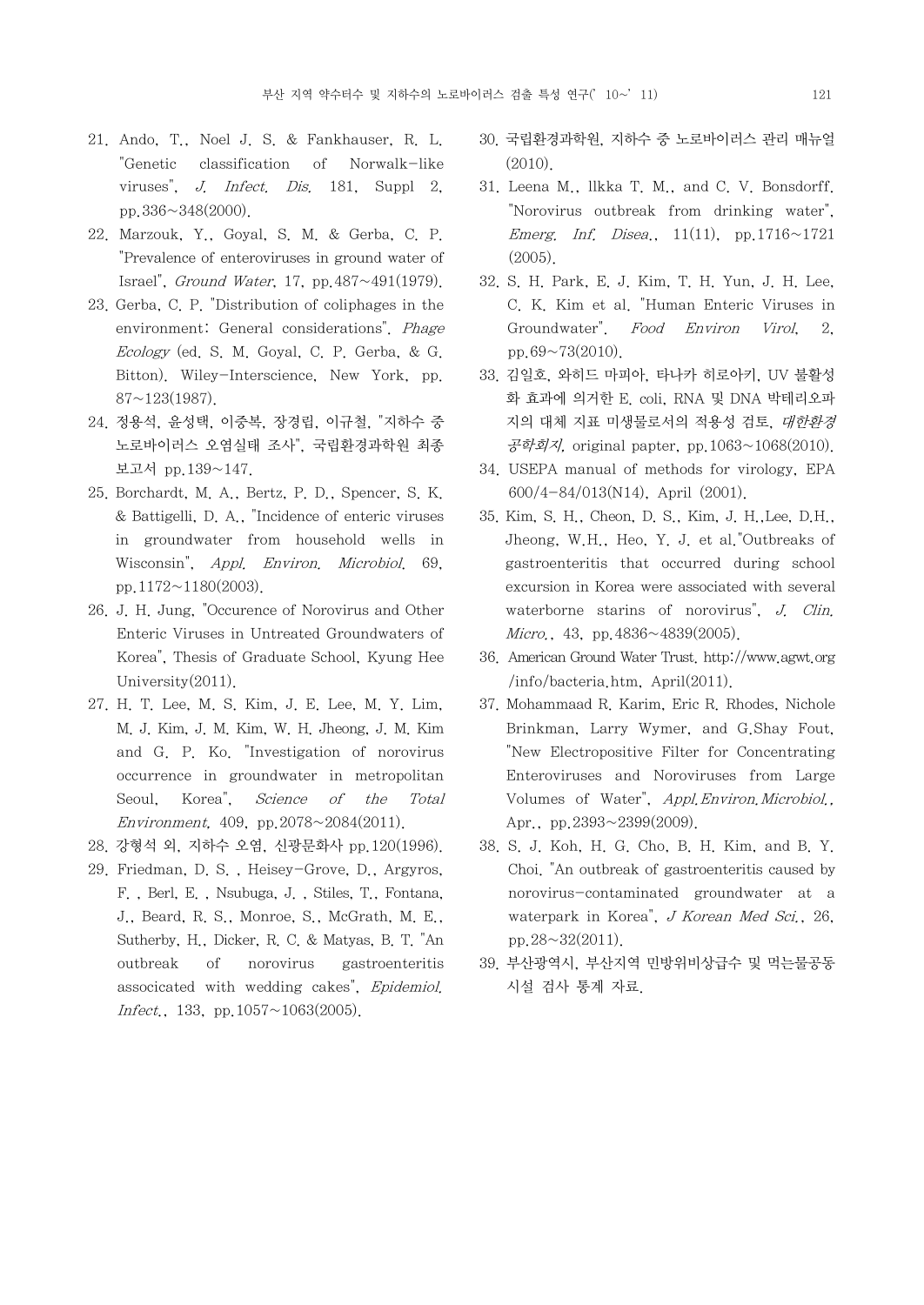21. Ando, T., Noel J. S. & Fankhauser, R. L. "Genetic classification of Norwalk-like viruses", *J. Infect. Dis.* 181, Suppl 2, pp.336~348(2000).
22. Marzouk, Y., Goyal, S. M. & Gerba, C. P. "Prevalence of enteroviruses in ground water of Israel", *Ground Water*, 17, pp.487~491(1979).
23. Gerba, C. P. "Distribution of coliphages in the environment: General considerations", *Phage Ecology* (ed. S. M. Goyal, C. P. Gerba, & G. Bitton). Wiley-Interscience, New York, pp. 87~123(1987).
24. 정용석, 윤성택, 이중복, 장경립, 이규철, "지하수 중 노로바이러스 오염실태 조사", 국립환경과학원 최종 보고서 pp.139~147.
25. Borchardt, M. A., Bertz, P. D., Spencer, S. K. & Battigelli, D. A., "Incidence of enteric viruses in groundwater from household wells in Wisconsin", *Appl. Environ. Microbiol.* 69, pp.1172~1180(2003).
26. J. H. Jung, "Occurence of Norovirus and Other Enteric Viruses in Untreated Groundwaters of Korea", Thesis of Graduate School, Kyung Hee University(2011).
27. H. T. Lee, M. S. Kim, J. E. Lee, M. Y. Lim, M. J. Kim, J. M. Kim, W. H. Jheong, J. M. Kim and G. P. Ko. "Investigation of norovirus occurrence in groundwater in metropolitan Seoul, Korea", *Science of the Total Environment*, 409, pp.2078~2084(2011).
28. 강형석 외, 지하수 오염, 신광문화사 pp.120(1996).
29. Friedman, D. S. , Heisey-Grove, D., Argyros, F. , Berl, E. , Nsubuga, J. , Stiles, T., Fontana, J., Beard, R. S., Monroe, S., McGrath, M. E., Sutherby, H., Dicker, R. C. & Matyas, B. T. "An outbreak of norovirus gastroenteritis associcated with wedding cakes", *Epidemiol. Infect.*, 133, pp.1057~1063(2005).
30. 국립환경과학원, 지하수 중 노로바이러스 관리 매뉴얼 (2010).
31. Leena M., llkka T. M., and C. V. Bonsdorff. "Norovirus outbreak from drinking water", *Emerg. Inf. Disea.*, 11(11), pp.1716~1721 (2005).
32. S. H. Park, E. J. Kim, T. H. Yun, J. H. Lee, C. K. Kim et al. "Human Enteric Viruses in Groundwater". *Food Environ Virol*, 2, pp.69~73(2010).
33. 김일호, 와히드 마피아, 타나카 히로아키, UV 불활성화 효과에 의거한 E. coli, RNA 및 DNA 박테리오파지의 대체 지표 미생물로서의 적용성 검토, *대한환경공학회지*, original papter, pp.1063~1068(2010).
34. USEPA manual of methods for virology, EPA 600/4-84/013(N14), April (2001).
35. Kim, S. H., Cheon, D. S., Kim, J. H.,Lee, D.H., Jheong, W.H., Heo, Y. J. et al."Outbreaks of gastroenteritis that occurred during school excursion in Korea were associated with several waterborne starins of norovirus", *J. Clin. Micro.*, 43, pp.4836~4839(2005).
36. American Ground Water Trust. http://www.agwt.org/info/bacteria.htm, April(2011).
37. Mohammaad R. Karim, Eric R. Rhodes, Nichole Brinkman, Larry Wymer, and G.Shay Fout, "New Electropositive Filter for Concentrating Enteroviruses and Noroviruses from Large Volumes of Water", *Appl.Environ.Microbiol.*, Apr., pp.2393~2399(2009).
38. S. J. Koh, H. G. Cho, B. H. Kim, and B. Y. Choi. "An outbreak of gastroenteritis caused by norovirus-contaminated groundwater at a waterpark in Korea", *J Korean Med Sci.*, 26, pp.28~32(2011).
39. 부산광역시, 부산지역 민방위비상급수 및 먹는물공동시설 검사 통계 자료.